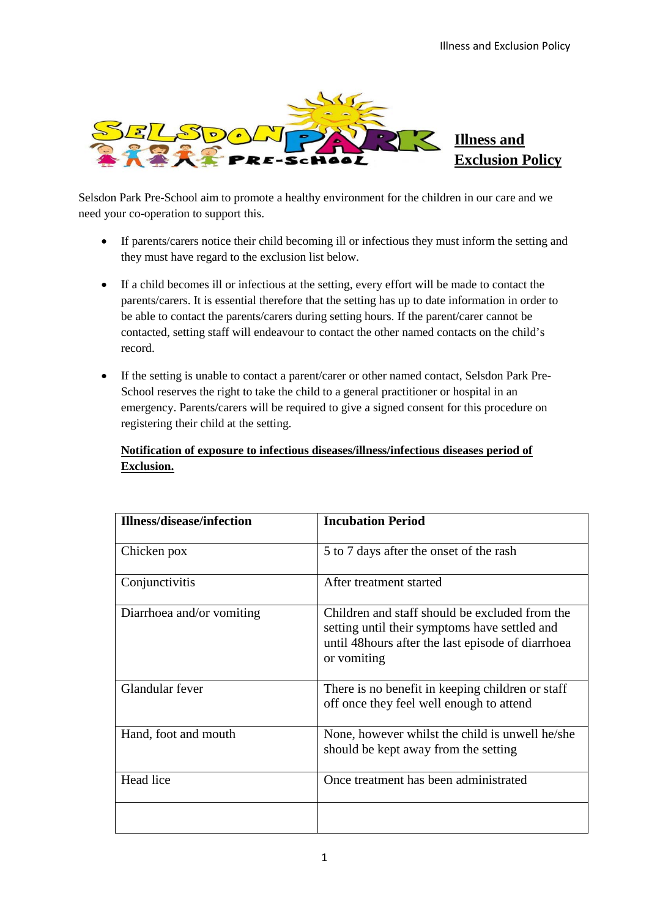# Illness and Exclusion Policy

Selsdon Park Pre-School aim to promote a healthy environment for the children in our care and we need your co-operation to support this.

- If parents/carers notice their child becoming ill or infectious they must inform the setting and they must have regard to the exclusion list below.
- If a child becomes ill or infectious at the setting, every effort will be made to contact the parents/carers. It is essential therefore that the setting has up to date information in order to be able to contact the parents/carers during setting hours. If the parent/carer cannot be contacted, setting staff will endeavour to contact the other named contacts on the child's record.
- If the setting is unable to contact a parent/carer or other named contact, Selsdon Park Pre-School reserves the right to take the child to a general practitioner or hospital in an emergency. Parents/carers will be required to give a signed consent for this procedure on registering their child at the setting.

**Notification of exposure to infectious diseases/illness/infectious diseases period of Exclusion.**

| Illness/disease/infection | Incubation Period |
|---|---|
| Chicken pox | 5 to 7 days after the onset of the rash |
| Conjunctivitis | After treatment started |
| Diarrhoea and/or vomiting | Children and staff should be excluded from the setting until their symptoms have settled and until 48hours after the last episode of diarrhoea or vomiting |
| Glandular fever | There is no benefit in keeping children or staff off once they feel well enough to attend |
| Hand, foot and mouth | None, however whilst the child is unwell he/she should be kept away from the setting |
| Head lice | Once treatment has been administrated |
| | |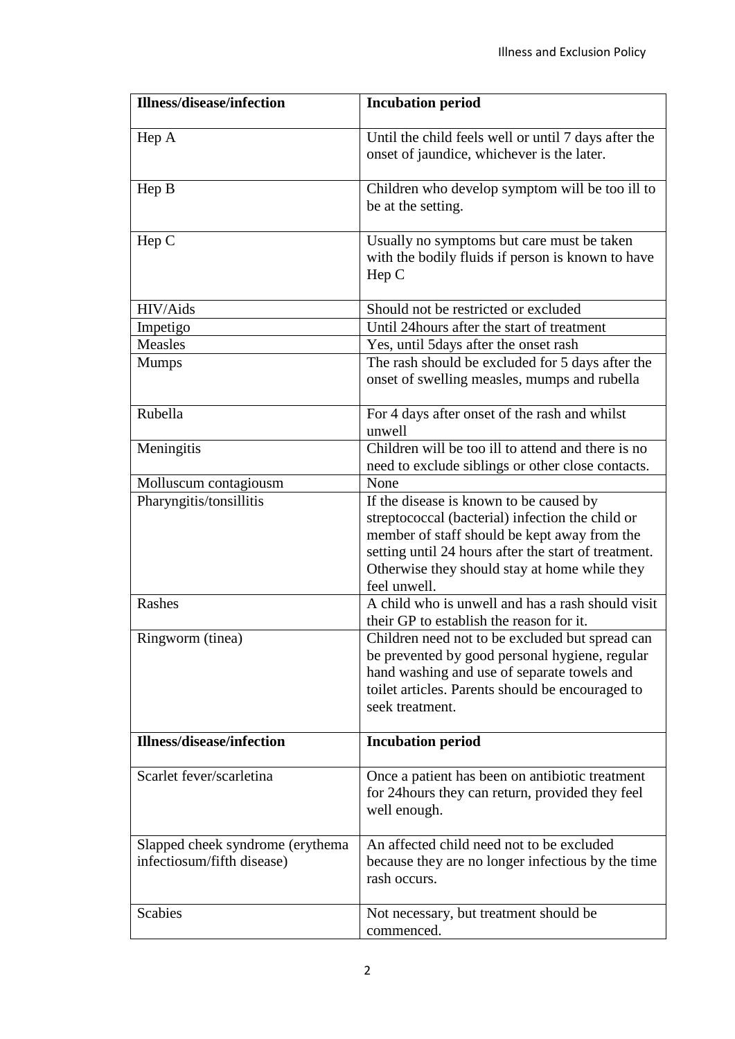| Illness/disease/infection | Incubation period |
| --- | --- |
| Hep A | Until the child feels well or until 7 days after the onset of jaundice, whichever is the later. |
| Hep B | Children who develop symptom will be too ill to be at the setting. |
| Hep C | Usually no symptoms but care must be taken with the bodily fluids if person is known to have Hep C |
| HIV/Aids | Should not be restricted or excluded |
| Impetigo | Until 24hours after the start of treatment |
| Measles | Yes, until 5days after the onset rash |
| Mumps | The rash should be excluded for 5 days after the onset of swelling measles, mumps and rubella |
| Rubella | For 4 days after onset of the rash and whilst unwell |
| Meningitis | Children will be too ill to attend and there is no need to exclude siblings or other close contacts. |
| Molluscum contagiousm | None |
| Pharyngitis/tonsillitis | If the disease is known to be caused by streptococcal (bacterial) infection the child or member of staff should be kept away from the setting until 24 hours after the start of treatment. Otherwise they should stay at home while they feel unwell. |
| Rashes | A child who is unwell and has a rash should visit their GP to establish the reason for it. |
| Ringworm (tinea) | Children need not to be excluded but spread can be prevented by good personal hygiene, regular hand washing and use of separate towels and toilet articles. Parents should be encouraged to seek treatment. |
| **Illness/disease/infection** | **Incubation period** |
| Scarlet fever/scarletina | Once a patient has been on antibiotic treatment for 24hours they can return, provided they feel well enough. |
| Slapped cheek syndrome (erythema infectiosum/fifth disease) | An affected child need not to be excluded because they are no longer infectious by the time rash occurs. |
| Scabies | Not necessary, but treatment should be commenced. |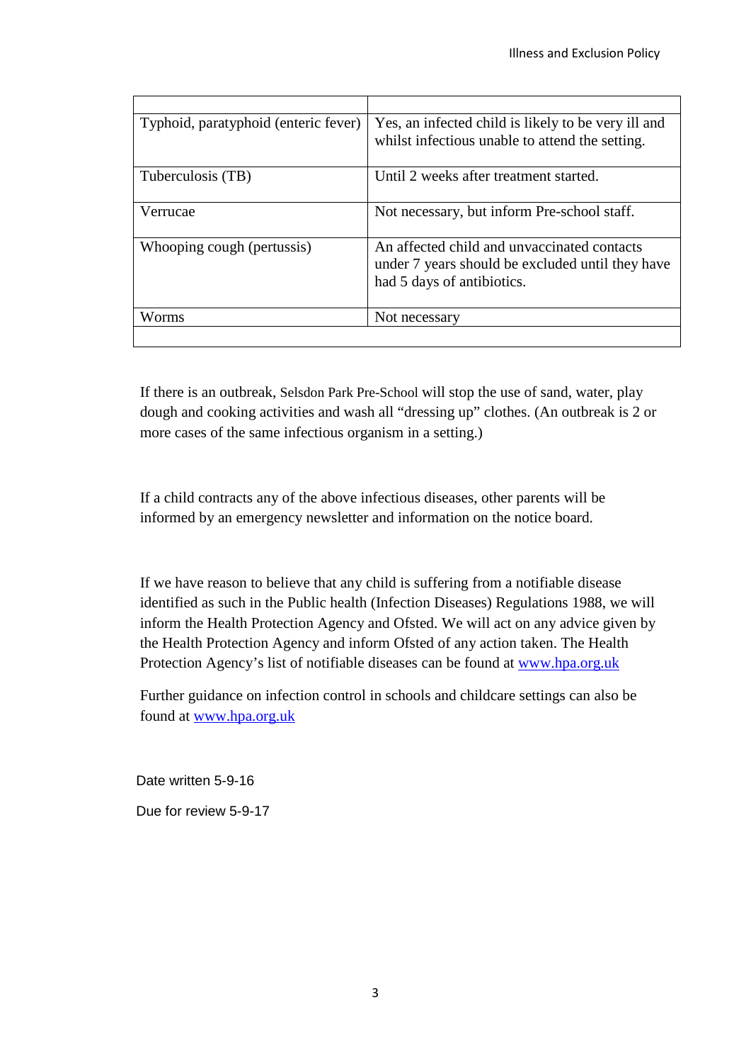| | |
|---|---|
| Typhoid, paratyphoid (enteric fever) | Yes, an infected child is likely to be very ill and whilst infectious unable to attend the setting. |
| Tuberculosis (TB) | Until 2 weeks after treatment started. |
| Verrucae | Not necessary, but inform Pre-school staff. |
| Whooping cough (pertussis) | An affected child and unvaccinated contacts under 7 years should be excluded until they have had 5 days of antibiotics. |
| Worms | Not necessary |
| | |

If there is an outbreak, Selsdon Park Pre-School will stop the use of sand, water, play dough and cooking activities and wash all “dressing up” clothes. (An outbreak is 2 or more cases of the same infectious organism in a setting.)

If a child contracts any of the above infectious diseases, other parents will be informed by an emergency newsletter and information on the notice board.

If we have reason to believe that any child is suffering from a notifiable disease identified as such in the Public health (Infection Diseases) Regulations 1988, we will inform the Health Protection Agency and Ofsted. We will act on any advice given by the Health Protection Agency and inform Ofsted of any action taken. The Health Protection Agency’s list of notifiable diseases can be found at [www.hpa.org.uk](http://www.hpa.org.uk)

Further guidance on infection control in schools and childcare settings can also be found at [www.hpa.org.uk](http://www.hpa.org.uk)

Date written 5-9-16

Due for review 5-9-17